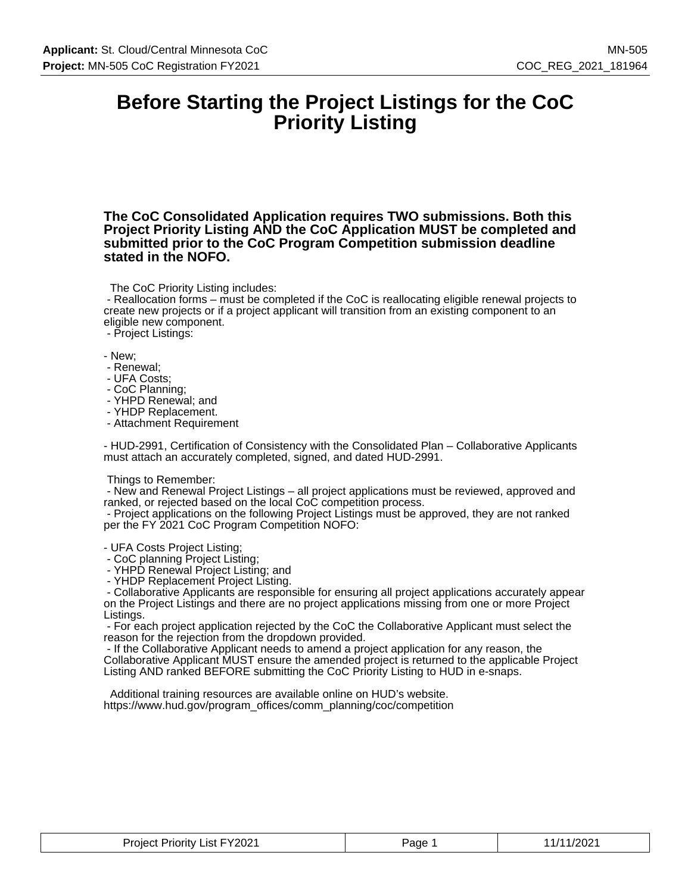# Before Starting the Project Listings for the CoC Priority Listing

**The CoC Consolidated Application requires TWO submissions. Both this Project Priority Listing AND the CoC Application MUST be completed and submitted prior to the CoC Program Competition submission deadline stated in the NOFO.**

The CoC Priority Listing includes:

- Reallocation forms – must be completed if the CoC is reallocating eligible renewal projects to create new projects or if a project applicant will transition from an existing component to an eligible new component.
- Project Listings:

- New;
- Renewal;
- UFA Costs;
- CoC Planning;
- YHPD Renewal; and
- YHDP Replacement.
- Attachment Requirement

- HUD-2991, Certification of Consistency with the Consolidated Plan – Collaborative Applicants must attach an accurately completed, signed, and dated HUD-2991.

Things to Remember:

- New and Renewal Project Listings – all project applications must be reviewed, approved and ranked, or rejected based on the local CoC competition process.
- Project applications on the following Project Listings must be approved, they are not ranked per the FY 2021 CoC Program Competition NOFO:

- UFA Costs Project Listing;
- CoC planning Project Listing;
- YHPD Renewal Project Listing; and
- YHDP Replacement Project Listing.
- Collaborative Applicants are responsible for ensuring all project applications accurately appear on the Project Listings and there are no project applications missing from one or more Project Listings.
- For each project application rejected by the CoC the Collaborative Applicant must select the reason for the rejection from the dropdown provided.
- If the Collaborative Applicant needs to amend a project application for any reason, the Collaborative Applicant MUST ensure the amended project is returned to the applicable Project Listing AND ranked BEFORE submitting the CoC Priority Listing to HUD in e-snaps.

Additional training resources are available online on HUD's website.
https://www.hud.gov/program_offices/comm_planning/coc/competition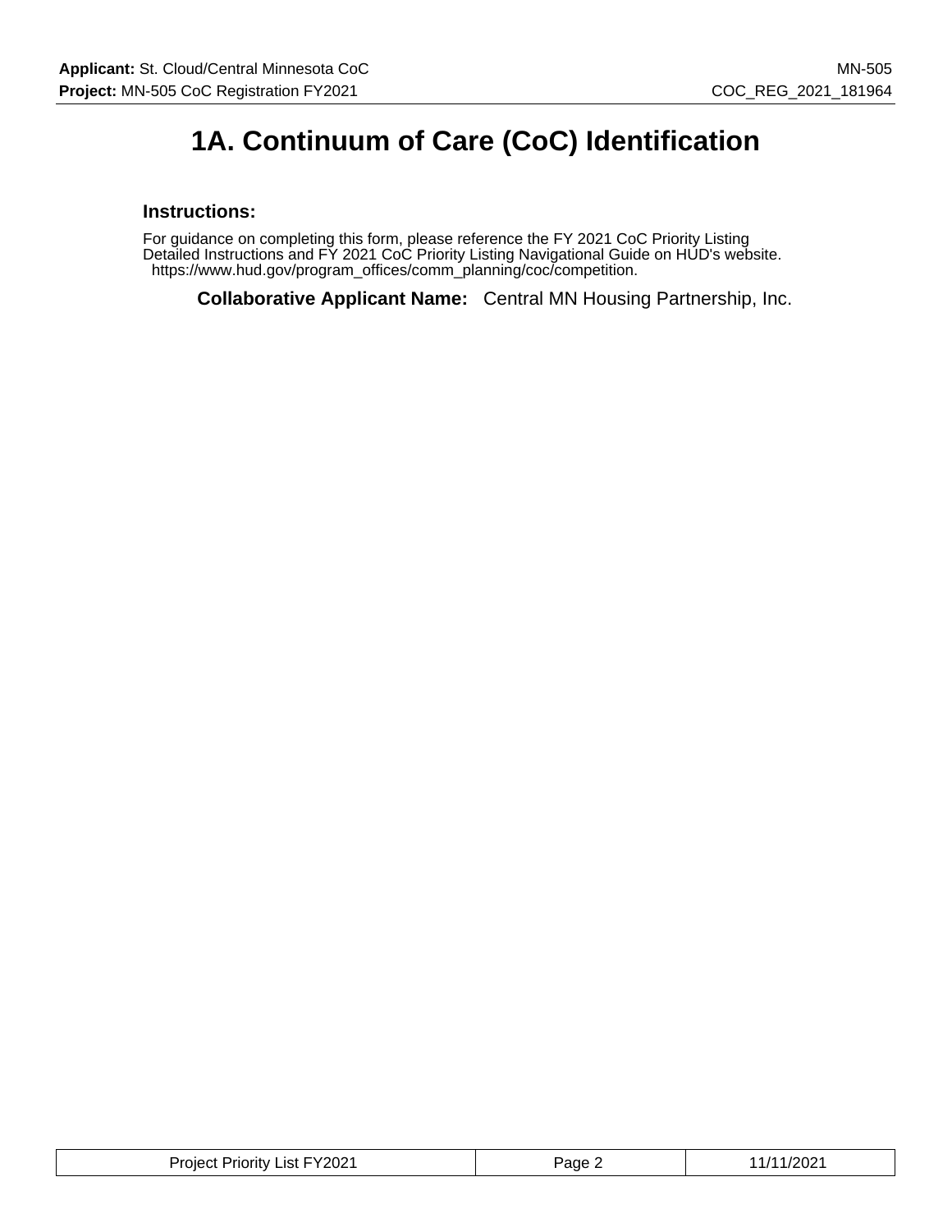# 1A. Continuum of Care (CoC) Identification

### Instructions:

For guidance on completing this form, please reference the FY 2021 CoC Priority Listing Detailed Instructions and FY 2021 CoC Priority Listing Navigational Guide on HUD's website. https://www.hud.gov/program_offices/comm_planning/coc/competition.

**Collaborative Applicant Name:** Central MN Housing Partnership, Inc.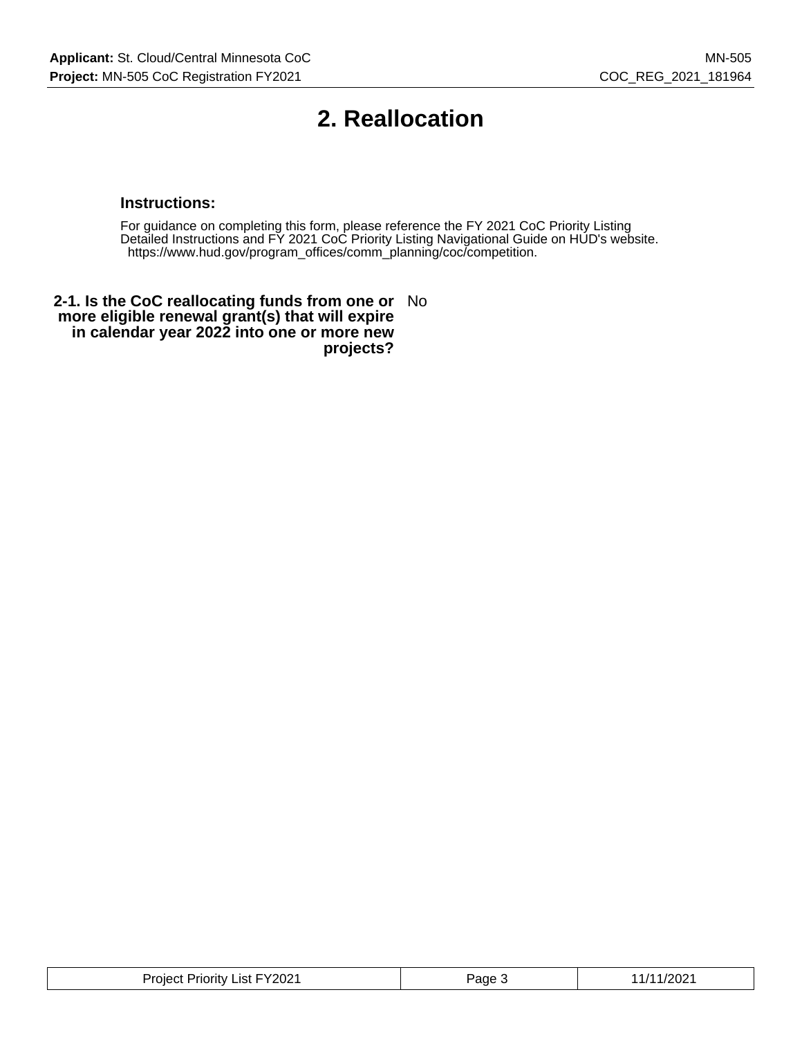# 2. Reallocation

**Instructions:**

For guidance on completing this form, please reference the FY 2021 CoC Priority Listing Detailed Instructions and FY 2021 CoC Priority Listing Navigational Guide on HUD's website. https://www.hud.gov/program_offices/comm_planning/coc/competition.

| | |
|---|---|
| **2-1. Is the CoC reallocating funds from one or more eligible renewal grant(s) that will expire in calendar year 2022 into one or more new projects?** | No |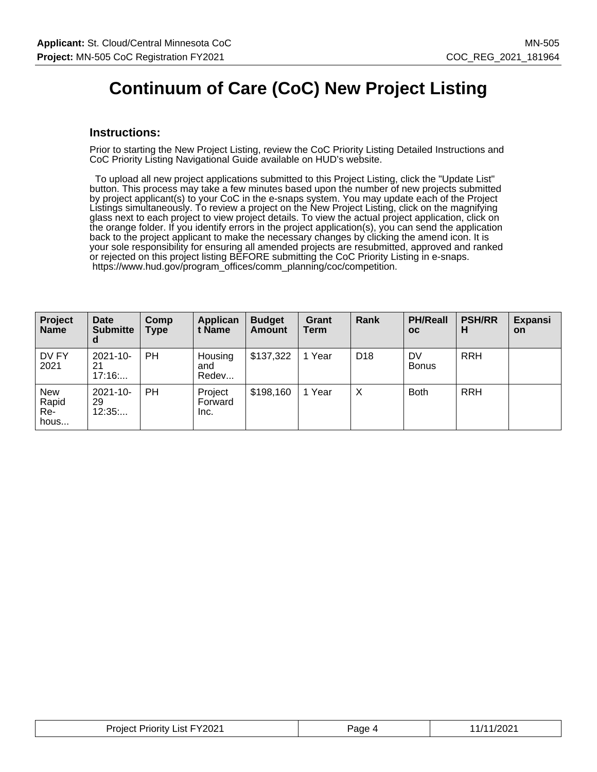# Continuum of Care (CoC) New Project Listing

## Instructions:

Prior to starting the New Project Listing, review the CoC Priority Listing Detailed Instructions and CoC Priority Listing Navigational Guide available on HUD's website.

To upload all new project applications submitted to this Project Listing, click the "Update List" button. This process may take a few minutes based upon the number of new projects submitted by project applicant(s) to your CoC in the e-snaps system. You may update each of the Project Listings simultaneously. To review a project on the New Project Listing, click on the magnifying glass next to each project to view project details. To view the actual project application, click on the orange folder. If you identify errors in the project application(s), you can send the application back to the project applicant to make the necessary changes by clicking the amend icon. It is your sole responsibility for ensuring all amended projects are resubmitted, approved and ranked or rejected on this project listing BEFORE submitting the CoC Priority Listing in e-snaps. https://www.hud.gov/program_offices/comm_planning/coc/competition.

| Project Name | Date Submitted | Comp Type | Applicant Name | Budget Amount | Grant Term | Rank | PH/Realloc | PSH/RRH | Expansion |
|---|---|---|---|---|---|---|---|---|---|
| DV FY 2021 | 2021-10-21 17:16:... | PH | Housing and Redev... | $137,322 | 1 Year | D18 | DV Bonus | RRH | |
| New Rapid Re-hous... | 2021-10-29 12:35:... | PH | Project Forward Inc. | $198,160 | 1 Year | X | Both | RRH | |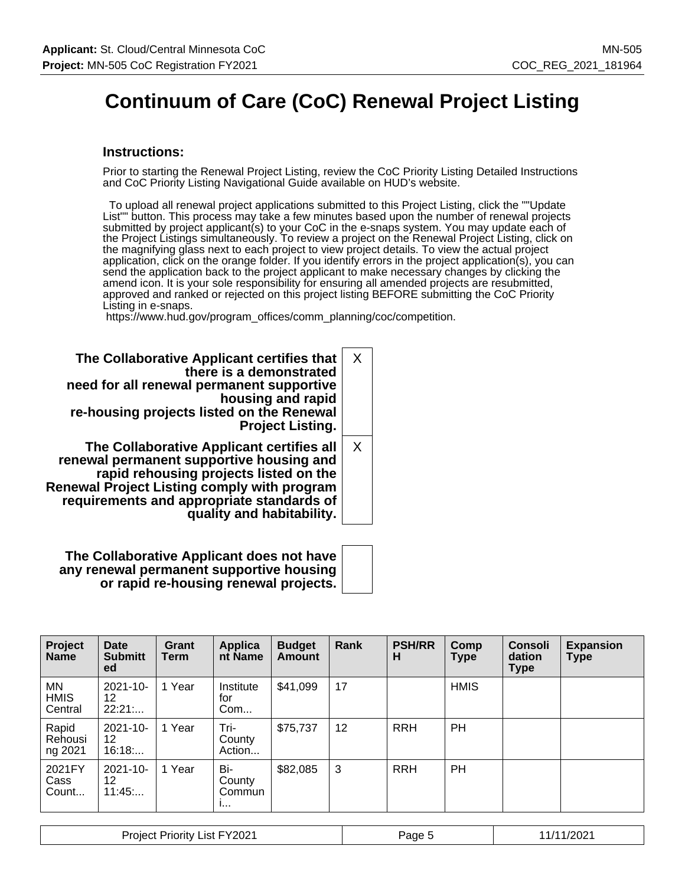# Continuum of Care (CoC) Renewal Project Listing

### Instructions:

Prior to starting the Renewal Project Listing, review the CoC Priority Listing Detailed Instructions and CoC Priority Listing Navigational Guide available on HUD's website.

To upload all renewal project applications submitted to this Project Listing, click the ""Update List"" button. This process may take a few minutes based upon the number of renewal projects submitted by project applicant(s) to your CoC in the e-snaps system. You may update each of the Project Listings simultaneously. To review a project on the Renewal Project Listing, click on the magnifying glass next to each project to view project details. To view the actual project application, click on the orange folder. If you identify errors in the project application(s), you can send the application back to the project applicant to make necessary changes by clicking the amend icon. It is your sole responsibility for ensuring all amended projects are resubmitted, approved and ranked or rejected on this project listing BEFORE submitting the CoC Priority Listing in e-snaps.
https://www.hud.gov/program_offices/comm_planning/coc/competition.

| | |
|---|---|
| **The Collaborative Applicant certifies that there is a demonstrated need for all renewal permanent supportive housing and rapid re-housing projects listed on the Renewal Project Listing.** | X |
| **The Collaborative Applicant certifies all renewal permanent supportive housing and rapid rehousing projects listed on the Renewal Project Listing comply with program requirements and appropriate standards of quality and habitability.** | X |
| **The Collaborative Applicant does not have any renewal permanent supportive housing or rapid re-housing renewal projects.** | |

| Project Name | Date Submitted | Grant Term | Applicant Name | Budget Amount | Rank | PSH/RRH | Comp Type | Consolidation Type | Expansion Type |
|---|---|---|---|---|---|---|---|---|---|
| MN HMIS Central | 2021-10-12 22:21:... | 1 Year | Institute for Com... | $41,099 | 17 | | HMIS | | |
| Rapid Rehousing 2021 | 2021-10-12 16:18:... | 1 Year | Tri-County Action... | $75,737 | 12 | RRH | PH | | |
| 2021FY Cass Count... | 2021-10-12 11:45:... | 1 Year | Bi-County Communi... | $82,085 | 3 | RRH | PH | | |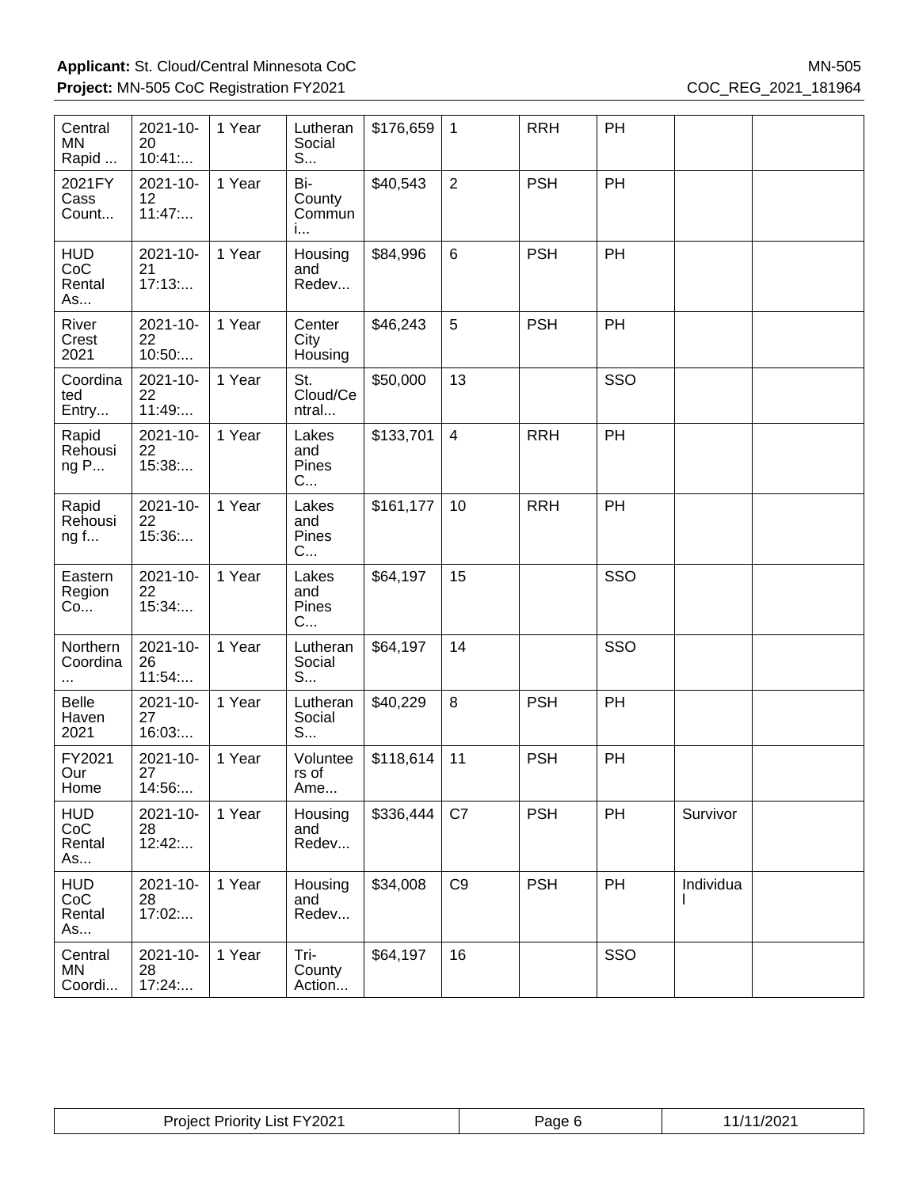| | | | | | | | | | |
|---|---|---|---|---|---|---|---|---|---|
| Central MN Rapid ... | 2021-10-20 10:41:... | 1 Year | Lutheran Social S... | $176,659 | 1 | RRH | PH | | |
| 2021FY Cass Count... | 2021-10-12 11:47:... | 1 Year | Bi-County Communi... | $40,543 | 2 | PSH | PH | | |
| HUD CoC Rental As... | 2021-10-21 17:13:... | 1 Year | Housing and Redev... | $84,996 | 6 | PSH | PH | | |
| River Crest 2021 | 2021-10-22 10:50:... | 1 Year | Center City Housing | $46,243 | 5 | PSH | PH | | |
| Coordinated Entry... | 2021-10-22 11:49:... | 1 Year | St. Cloud/Central... | $50,000 | 13 | | SSO | | |
| Rapid Rehousing P... | 2021-10-22 15:38:... | 1 Year | Lakes and Pines C... | $133,701 | 4 | RRH | PH | | |
| Rapid Rehousing f... | 2021-10-22 15:36:... | 1 Year | Lakes and Pines C... | $161,177 | 10 | RRH | PH | | |
| Eastern Region Co... | 2021-10-22 15:34:... | 1 Year | Lakes and Pines C... | $64,197 | 15 | | SSO | | |
| Northern Coordina... | 2021-10-26 11:54:... | 1 Year | Lutheran Social S... | $64,197 | 14 | | SSO | | |
| Belle Haven 2021 | 2021-10-27 16:03:... | 1 Year | Lutheran Social S... | $40,229 | 8 | PSH | PH | | |
| FY2021 Our Home | 2021-10-27 14:56:... | 1 Year | Volunteers of Ame... | $118,614 | 11 | PSH | PH | | |
| HUD CoC Rental As... | 2021-10-28 12:42:... | 1 Year | Housing and Redev... | $336,444 | C7 | PSH | PH | Survivor | |
| HUD CoC Rental As... | 2021-10-28 17:02:... | 1 Year | Housing and Redev... | $34,008 | C9 | PSH | PH | Individual | |
| Central MN Coordi... | 2021-10-28 17:24:... | 1 Year | Tri-County Action... | $64,197 | 16 | | SSO | | |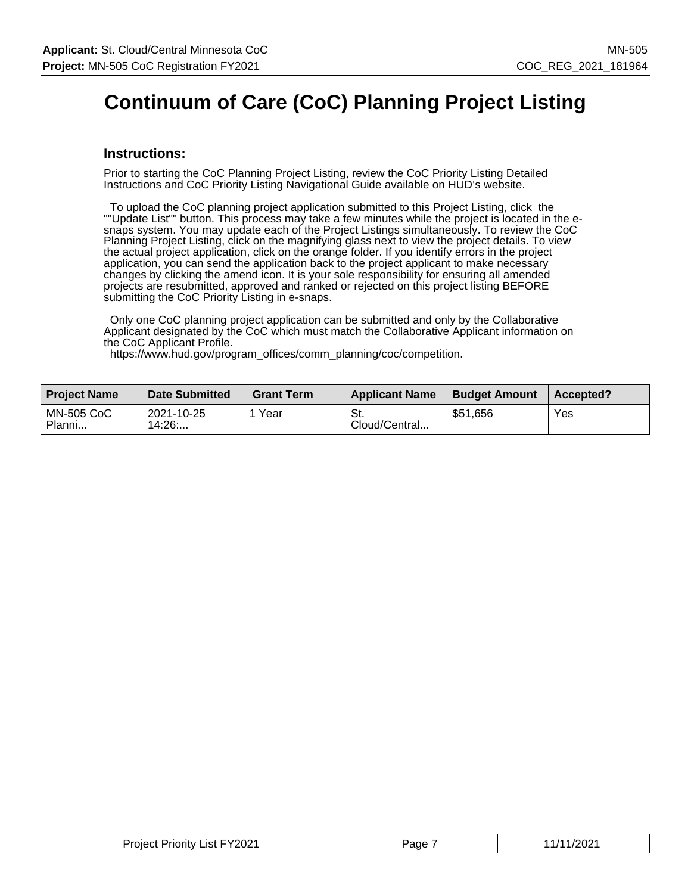# Continuum of Care (CoC) Planning Project Listing

## Instructions:

Prior to starting the CoC Planning Project Listing, review the CoC Priority Listing Detailed Instructions and CoC Priority Listing Navigational Guide available on HUD's website.

To upload the CoC planning project application submitted to this Project Listing, click the ""Update List"" button. This process may take a few minutes while the project is located in the e-snaps system. You may update each of the Project Listings simultaneously. To review the CoC Planning Project Listing, click on the magnifying glass next to view the project details. To view the actual project application, click on the orange folder. If you identify errors in the project application, you can send the application back to the project applicant to make necessary changes by clicking the amend icon. It is your sole responsibility for ensuring all amended projects are resubmitted, approved and ranked or rejected on this project listing BEFORE submitting the CoC Priority Listing in e-snaps.

Only one CoC planning project application can be submitted and only by the Collaborative Applicant designated by the CoC which must match the Collaborative Applicant information on the CoC Applicant Profile.
https://www.hud.gov/program_offices/comm_planning/coc/competition.

| Project Name | Date Submitted | Grant Term | Applicant Name | Budget Amount | Accepted? |
|---|---|---|---|---|---|
| MN-505 CoC Planni... | 2021-10-25 14:26:... | 1 Year | St. Cloud/Central... | $51,656 | Yes |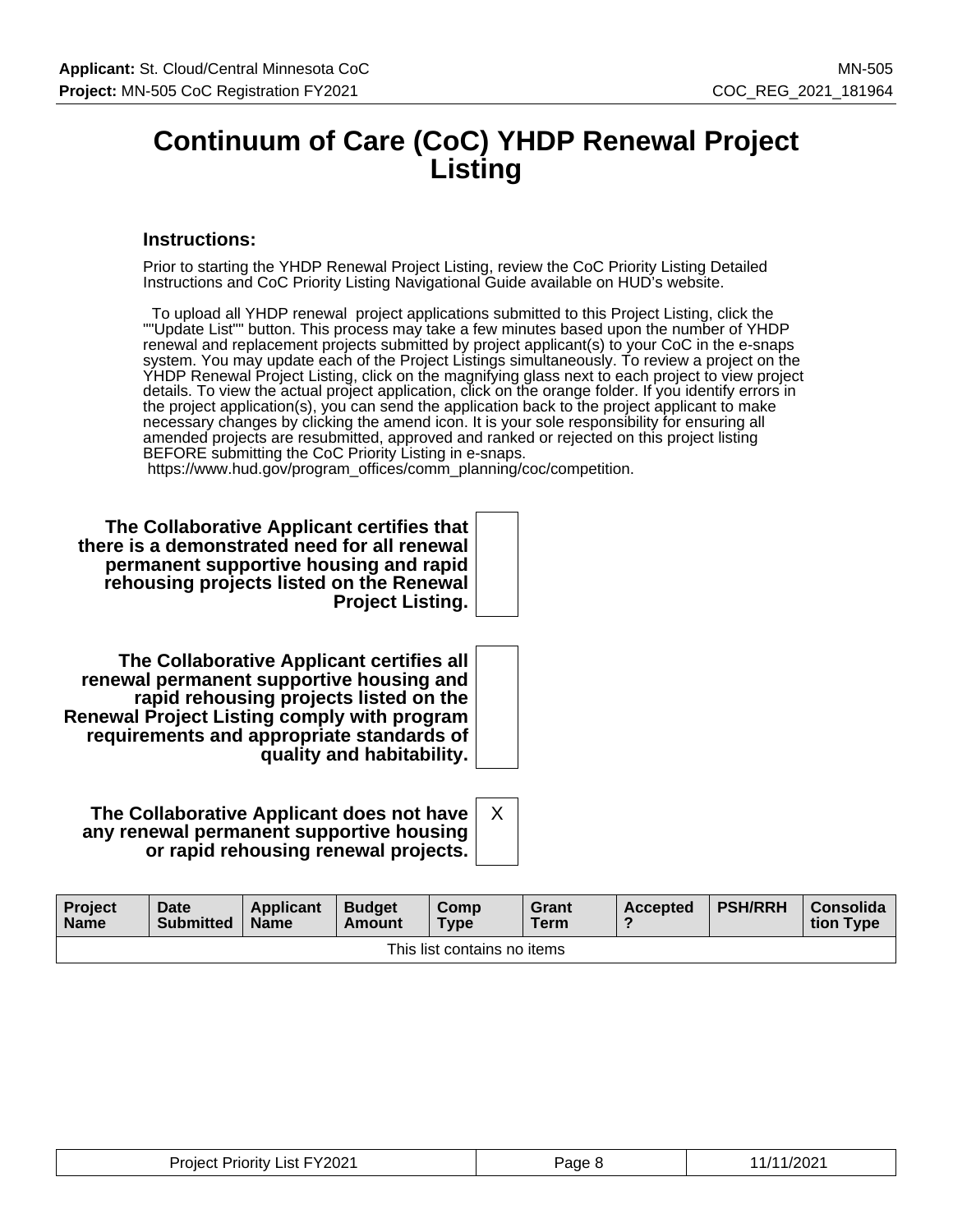# Continuum of Care (CoC) YHDP Renewal Project Listing

### Instructions:

Prior to starting the YHDP Renewal Project Listing, review the CoC Priority Listing Detailed Instructions and CoC Priority Listing Navigational Guide available on HUD's website.

To upload all YHDP renewal project applications submitted to this Project Listing, click the ""Update List"" button. This process may take a few minutes based upon the number of YHDP renewal and replacement projects submitted by project applicant(s) to your CoC in the e-snaps system. You may update each of the Project Listings simultaneously. To review a project on the YHDP Renewal Project Listing, click on the magnifying glass next to each project to view project details. To view the actual project application, click on the orange folder. If you identify errors in the project application(s), you can send the application back to the project applicant to make necessary changes by clicking the amend icon. It is your sole responsibility for ensuring all amended projects are resubmitted, approved and ranked or rejected on this project listing BEFORE submitting the CoC Priority Listing in e-snaps.
https://www.hud.gov/program_offices/comm_planning/coc/competition.

| | |
|---|---|
| **The Collaborative Applicant certifies that there is a demonstrated need for all renewal permanent supportive housing and rapid rehousing projects listed on the Renewal Project Listing.** | |
| **The Collaborative Applicant certifies all renewal permanent supportive housing and rapid rehousing projects listed on the Renewal Project Listing comply with program requirements and appropriate standards of quality and habitability.** | |
| **The Collaborative Applicant does not have any renewal permanent supportive housing or rapid rehousing renewal projects.** | X |

| Project Name | Date Submitted | Applicant Name | Budget Amount | Comp Type | Grant Term | Accepted ? | PSH/RRH | Consolidation Type |
|---|---|---|---|---|---|---|---|---|
| This list contains no items | | | | | | | | |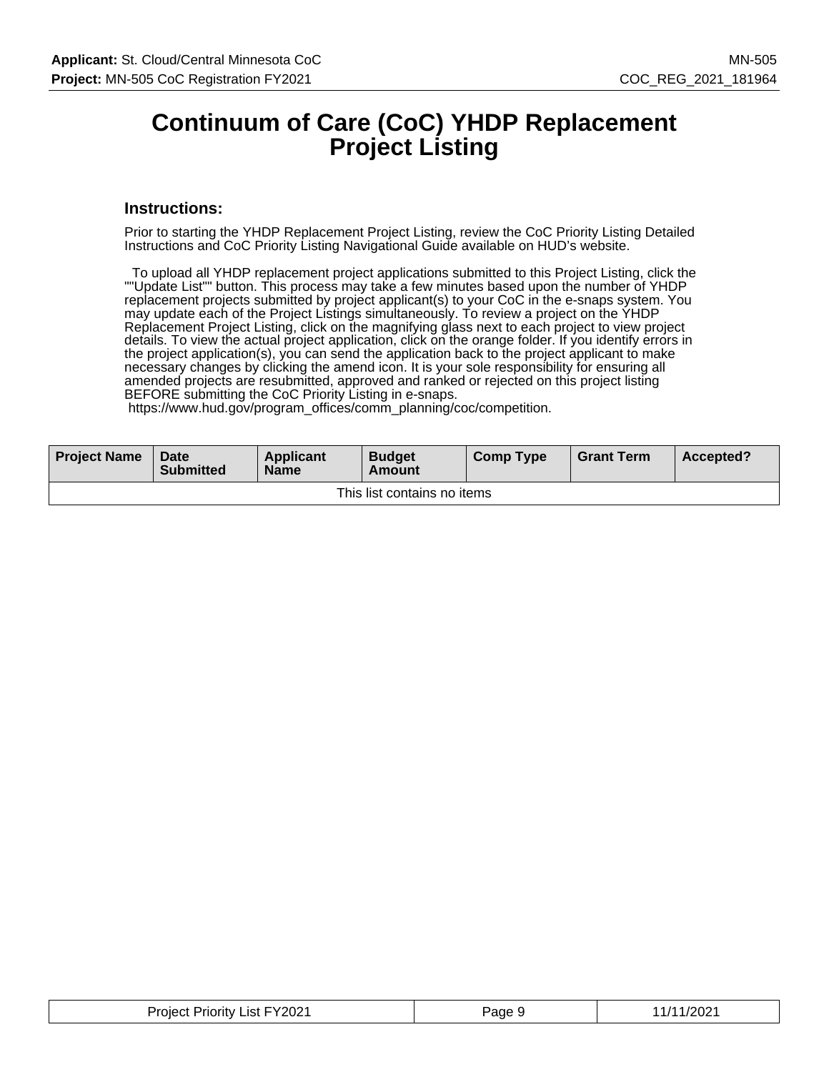# Continuum of Care (CoC) YHDP Replacement Project Listing

## Instructions:

Prior to starting the YHDP Replacement Project Listing, review the CoC Priority Listing Detailed Instructions and CoC Priority Listing Navigational Guide available on HUD's website.

To upload all YHDP replacement project applications submitted to this Project Listing, click the ""Update List"" button. This process may take a few minutes based upon the number of YHDP replacement projects submitted by project applicant(s) to your CoC in the e-snaps system. You may update each of the Project Listings simultaneously. To review a project on the YHDP Replacement Project Listing, click on the magnifying glass next to each project to view project details. To view the actual project application, click on the orange folder. If you identify errors in the project application(s), you can send the application back to the project applicant to make necessary changes by clicking the amend icon. It is your sole responsibility for ensuring all amended projects are resubmitted, approved and ranked or rejected on this project listing BEFORE submitting the CoC Priority Listing in e-snaps.
https://www.hud.gov/program_offices/comm_planning/coc/competition.

| Project Name | Date Submitted | Applicant Name | Budget Amount | Comp Type | Grant Term | Accepted? |
|---|---|---|---|---|---|---|
| This list contains no items | | | | | | |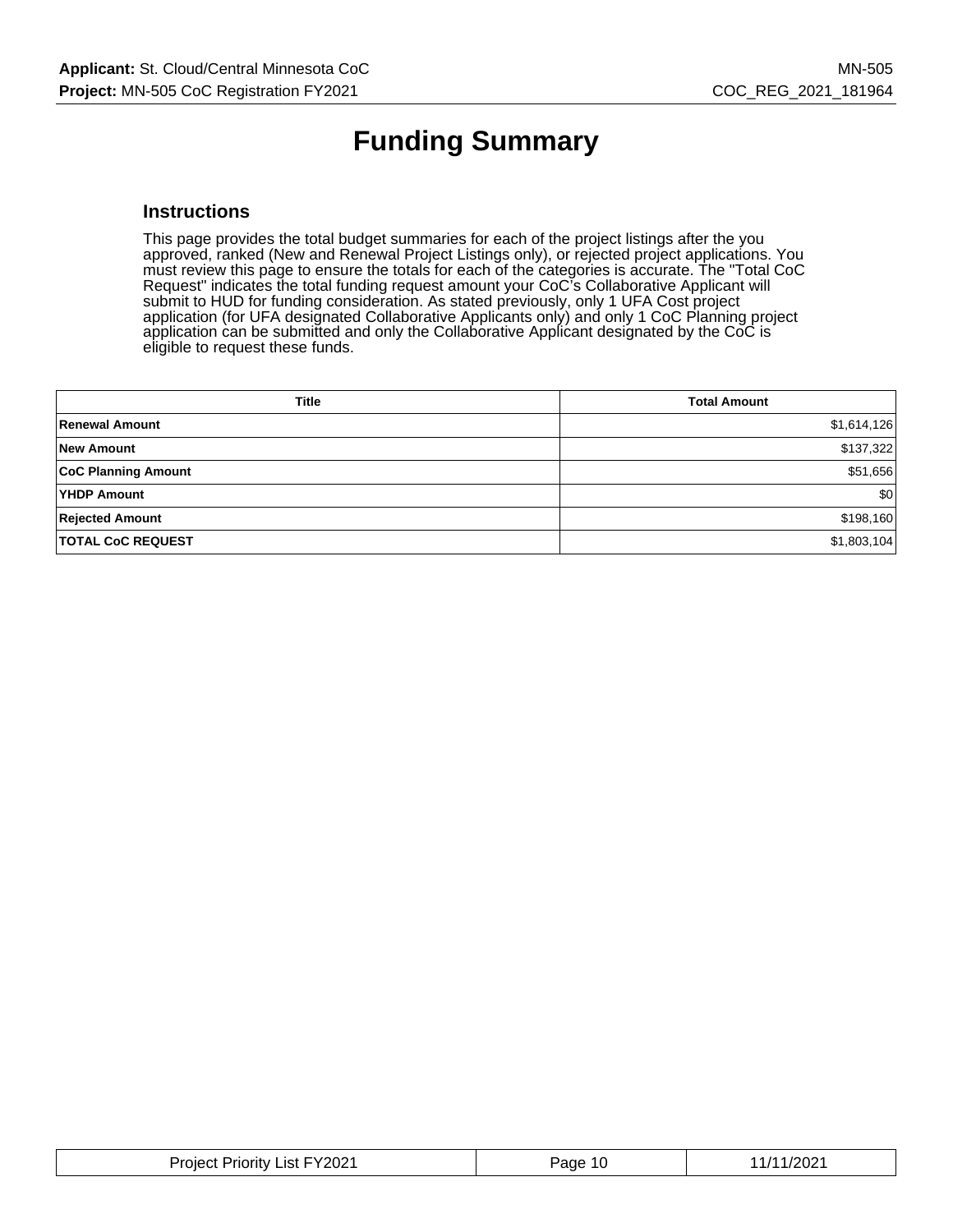# Funding Summary

## Instructions

This page provides the total budget summaries for each of the project listings after the you approved, ranked (New and Renewal Project Listings only), or rejected project applications. You must review this page to ensure the totals for each of the categories is accurate. The "Total CoC Request" indicates the total funding request amount your CoC's Collaborative Applicant will submit to HUD for funding consideration. As stated previously, only 1 UFA Cost project application (for UFA designated Collaborative Applicants only) and only 1 CoC Planning project application can be submitted and only the Collaborative Applicant designated by the CoC is eligible to request these funds.

| Title | Total Amount |
| --- | --- |
| **Renewal Amount** | $1,614,126 |
| **New Amount** | $137,322 |
| **CoC Planning Amount** | $51,656 |
| **YHDP Amount** | $0 |
| **Rejected Amount** | $198,160 |
| **TOTAL CoC REQUEST** | $1,803,104 |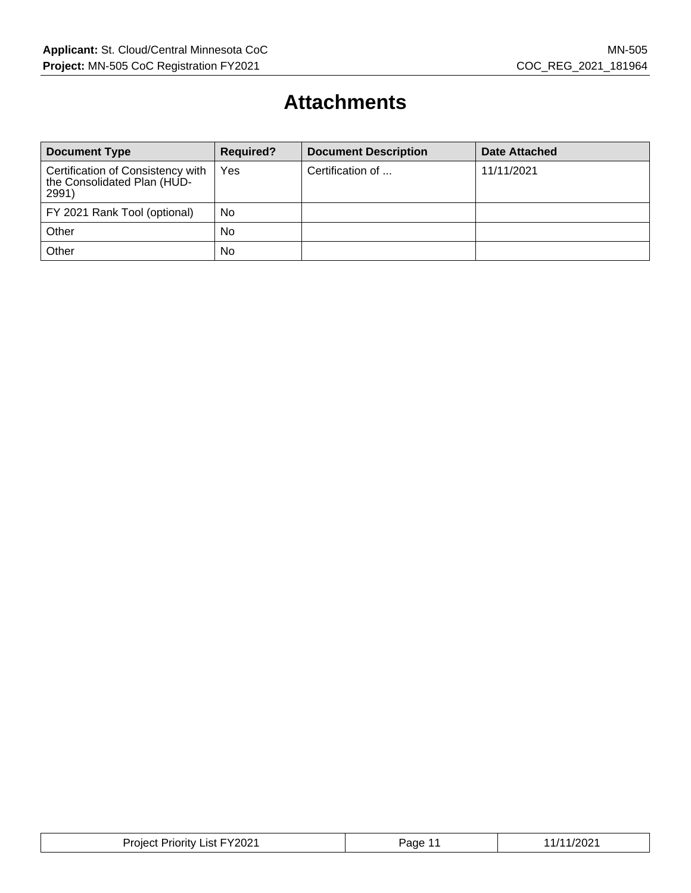# Attachments

| Document Type | Required? | Document Description | Date Attached |
|---|---|---|---|
| Certification of Consistency with the Consolidated Plan (HUD-2991) | Yes | Certification of ... | 11/11/2021 |
| FY 2021 Rank Tool (optional) | No | | |
| Other | No | | |
| Other | No | | |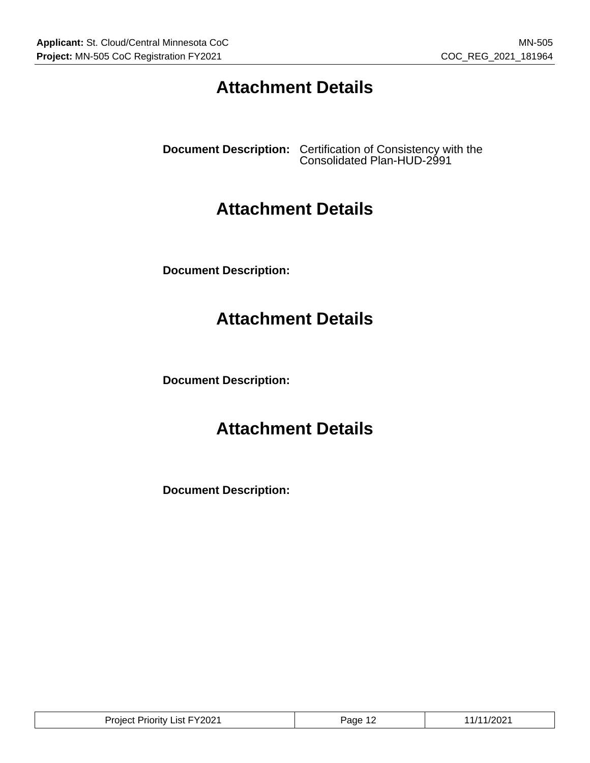# Attachment Details

**Document Description:** Certification of Consistency with the Consolidated Plan-HUD-2991

# Attachment Details

**Document Description:**

# Attachment Details

**Document Description:**

# Attachment Details

**Document Description:**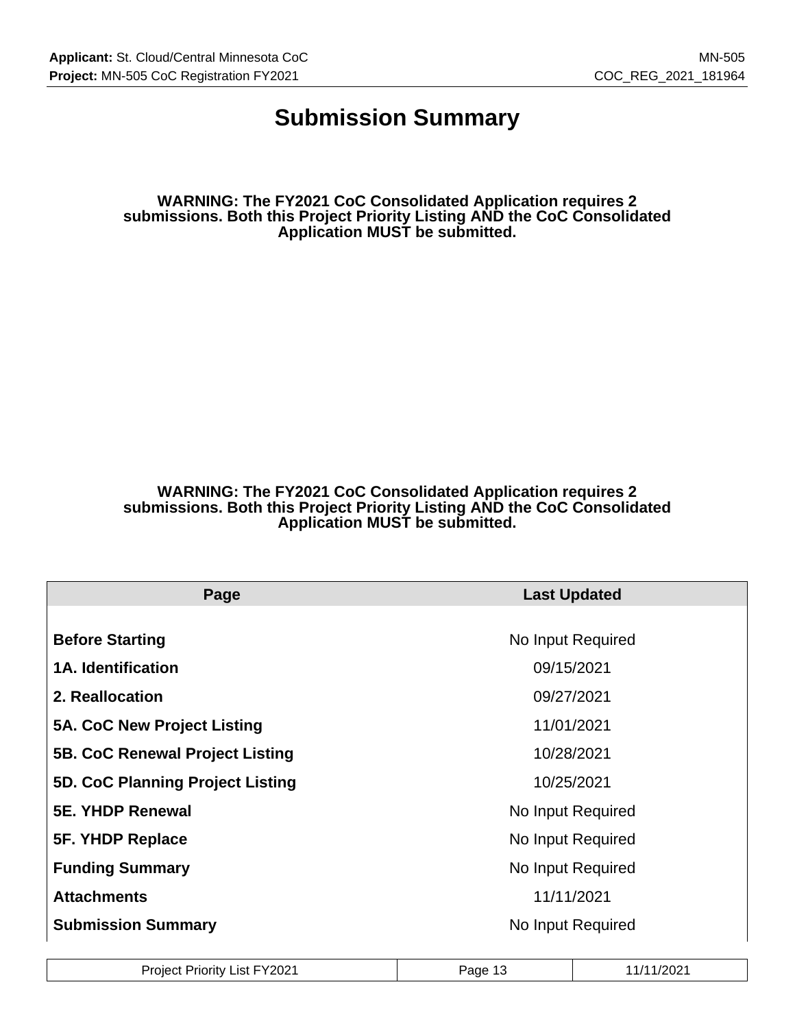# Submission Summary

**WARNING: The FY2021 CoC Consolidated Application requires 2 submissions. Both this Project Priority Listing AND the CoC Consolidated Application MUST be submitted.**

**WARNING: The FY2021 CoC Consolidated Application requires 2 submissions. Both this Project Priority Listing AND the CoC Consolidated Application MUST be submitted.**

| Page | Last Updated |
|---|---|
| **Before Starting** | No Input Required |
| **1A. Identification** | 09/15/2021 |
| **2. Reallocation** | 09/27/2021 |
| **5A. CoC New Project Listing** | 11/01/2021 |
| **5B. CoC Renewal Project Listing** | 10/28/2021 |
| **5D. CoC Planning Project Listing** | 10/25/2021 |
| **5E. YHDP Renewal** | No Input Required |
| **5F. YHDP Replace** | No Input Required |
| **Funding Summary** | No Input Required |
| **Attachments** | 11/11/2021 |
| **Submission Summary** | No Input Required |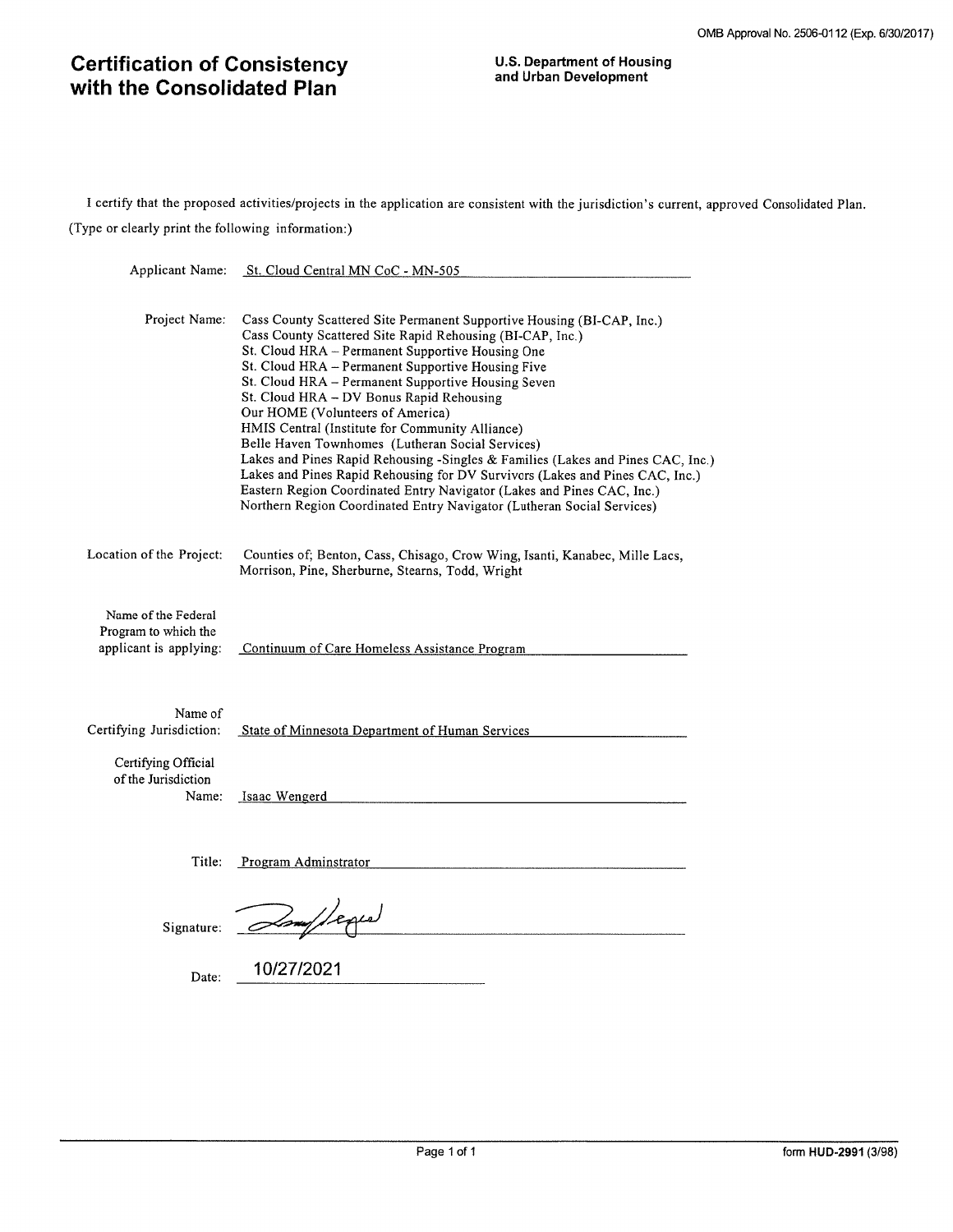OMB Approval No. 2506-0112 (Exp. 6/30/2017)

# Certification of Consistency with the Consolidated Plan

**U.S. Department of Housing and Urban Development**

I certify that the proposed activities/projects in the application are consistent with the jurisdiction's current, approved Consolidated Plan.

(Type or clearly print the following information:)

Applicant Name: St. Cloud Central MN CoC - MN-505

Project Name:
Cass County Scattered Site Permanent Supportive Housing (BI-CAP, Inc.)
Cass County Scattered Site Rapid Rehousing (BI-CAP, Inc.)
St. Cloud HRA – Permanent Supportive Housing One
St. Cloud HRA – Permanent Supportive Housing Five
St. Cloud HRA – Permanent Supportive Housing Seven
St. Cloud HRA – DV Bonus Rapid Rehousing
Our HOME (Volunteers of America)
HMIS Central (Institute for Community Alliance)
Belle Haven Townhomes (Lutheran Social Services)
Lakes and Pines Rapid Rehousing -Singles & Families (Lakes and Pines CAC, Inc.)
Lakes and Pines Rapid Rehousing for DV Survivors (Lakes and Pines CAC, Inc.)
Eastern Region Coordinated Entry Navigator (Lakes and Pines CAC, Inc.)
Northern Region Coordinated Entry Navigator (Lutheran Social Services)

Location of the Project: Counties of; Benton, Cass, Chisago, Crow Wing, Isanti, Kanabec, Mille Lacs, Morrison, Pine, Sherburne, Stearns, Todd, Wright

Name of the Federal Program to which the applicant is applying: Continuum of Care Homeless Assistance Program

Name of Certifying Jurisdiction: State of Minnesota Department of Human Services

Certifying Official of the Jurisdiction Name: Isaac Wengerd

Title: Program Adminstrator

Signature: [signature]

Date: 10/27/2021

form **HUD-2991** (3/98)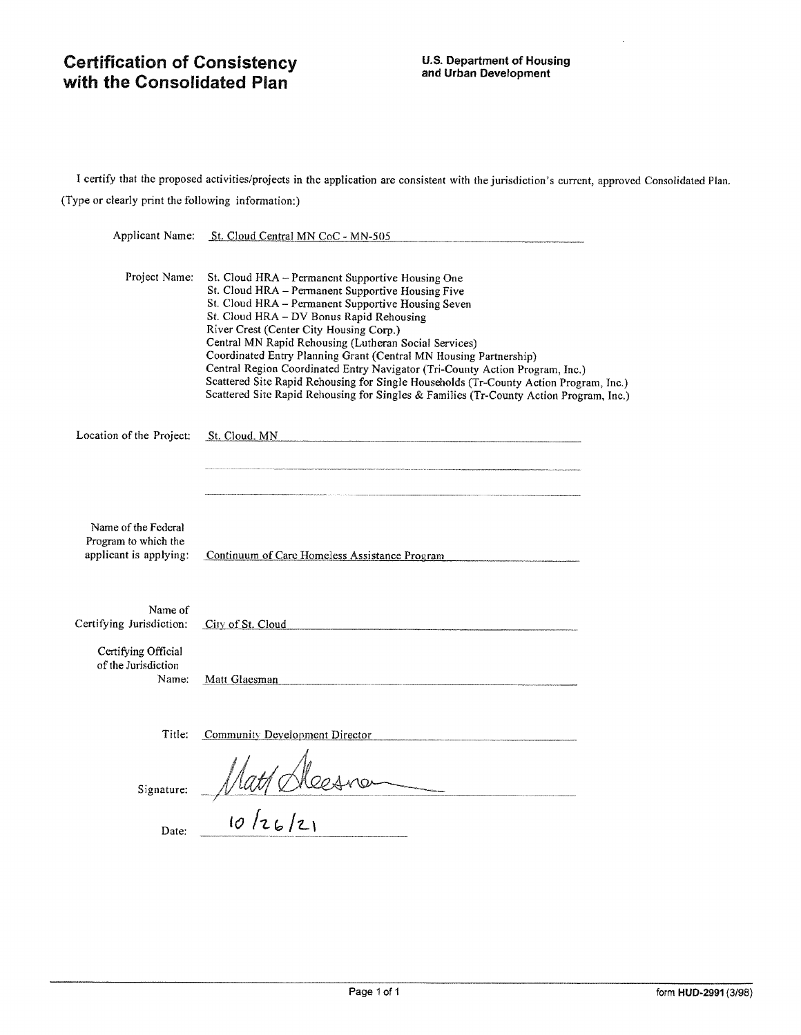# Certification of Consistency with the Consolidated Plan

**U.S. Department of Housing and Urban Development**

I certify that the proposed activities/projects in the application are consistent with the jurisdiction's current, approved Consolidated Plan.

(Type or clearly print the following information:)

Applicant Name: St. Cloud Central MN CoC - MN-505

Project Name:
St. Cloud HRA – Permanent Supportive Housing One
St. Cloud HRA – Permanent Supportive Housing Five
St. Cloud HRA – Permanent Supportive Housing Seven
St. Cloud HRA – DV Bonus Rapid Rehousing
River Crest (Center City Housing Corp.)
Central MN Rapid Rehousing (Lutheran Social Services)
Coordinated Entry Planning Grant (Central MN Housing Partnership)
Central Region Coordinated Entry Navigator (Tri-County Action Program, Inc.)
Scattered Site Rapid Rehousing for Single Households (Tr-County Action Program, Inc.)
Scattered Site Rapid Rehousing for Singles & Families (Tr-County Action Program, Inc.)

Location of the Project: St. Cloud, MN

Name of the Federal Program to which the applicant is applying: Continuum of Care Homeless Assistance Program

Name of Certifying Jurisdiction: City of St. Cloud

Certifying Official of the Jurisdiction Name: Matt Glaesman

Title: Community Development Director

Signature: Matt Glaesman

Date: 10/26/21

form HUD-2991 (3/98)